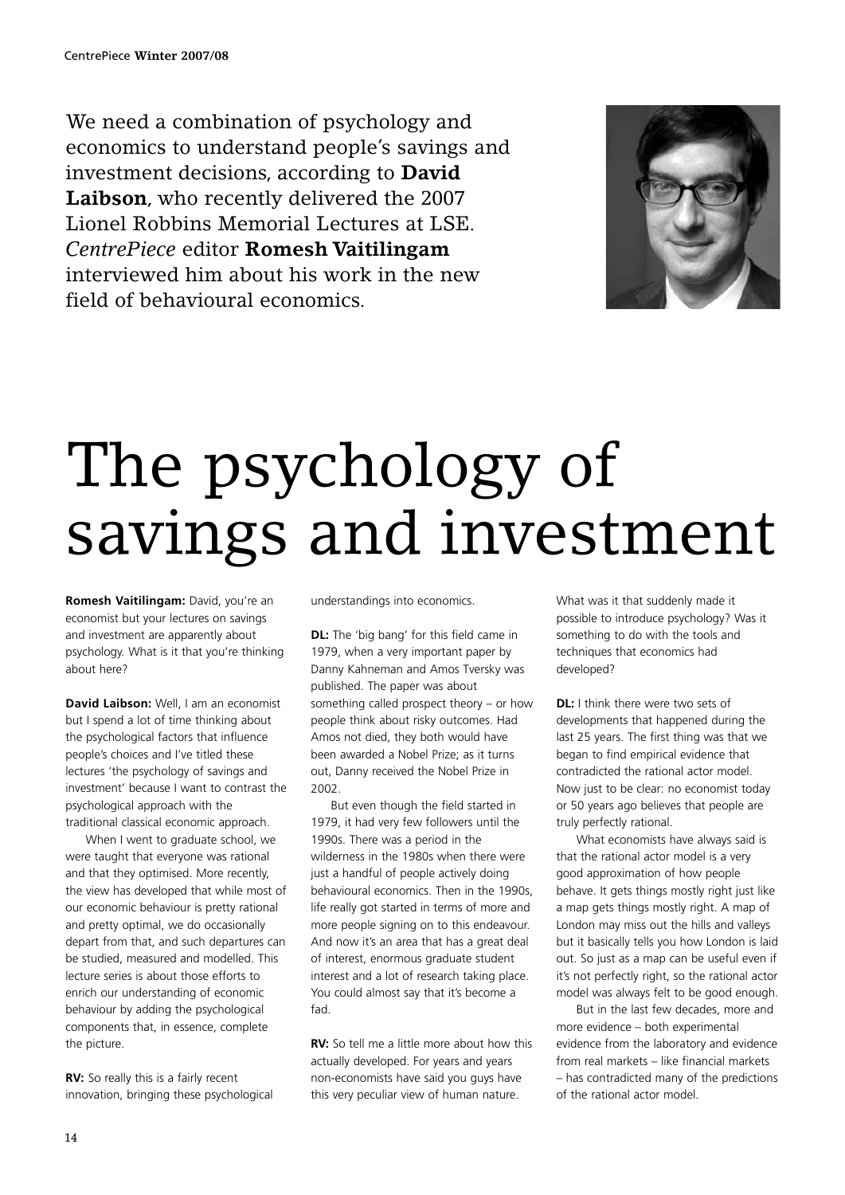We need a combination of psychology and economics to understand people's savings and investment decisions, according to **David Laibson**, who recently delivered the 2007 Lionel Robbins Memorial Lectures at LSE. *CentrePiece* editor **Romesh Vaitilingam** interviewed him about his work in the new field of behavioural economics.

# The psychology of savings and investment

**Romesh Vaitilingam:** David, you're an economist but your lectures on savings and investment are apparently about psychology. What is it that you're thinking about here?

**David Laibson:** Well, I am an economist but I spend a lot of time thinking about the psychological factors that influence people's choices and I've titled these lectures 'the psychology of savings and investment' because I want to contrast the psychological approach with the traditional classical economic approach.

When I went to graduate school, we were taught that everyone was rational and that they optimised. More recently, the view has developed that while most of our economic behaviour is pretty rational and pretty optimal, we do occasionally depart from that, and such departures can be studied, measured and modelled. This lecture series is about those efforts to enrich our understanding of economic behaviour by adding the psychological components that, in essence, complete the picture.

**RV:** So really this is a fairly recent innovation, bringing these psychological understandings into economics.

**DL:** The 'big bang' for this field came in 1979, when a very important paper by Danny Kahneman and Amos Tversky was published. The paper was about something called prospect theory – or how people think about risky outcomes. Had Amos not died, they both would have been awarded a Nobel Prize; as it turns out, Danny received the Nobel Prize in 2002.

But even though the field started in 1979, it had very few followers until the 1990s. There was a period in the wilderness in the 1980s when there were just a handful of people actively doing behavioural economics. Then in the 1990s, life really got started in terms of more and more people signing on to this endeavour. And now it's an area that has a great deal of interest, enormous graduate student interest and a lot of research taking place. You could almost say that it's become a fad.

**RV:** So tell me a little more about how this actually developed. For years and years non-economists have said you guys have this very peculiar view of human nature. What was it that suddenly made it possible to introduce psychology? Was it something to do with the tools and techniques that economics had developed?

**DL:** I think there were two sets of developments that happened during the last 25 years. The first thing was that we began to find empirical evidence that contradicted the rational actor model. Now just to be clear: no economist today or 50 years ago believes that people are truly perfectly rational.

What economists have always said is that the rational actor model is a very good approximation of how people behave. It gets things mostly right just like a map gets things mostly right. A map of London may miss out the hills and valleys but it basically tells you how London is laid out. So just as a map can be useful even if it's not perfectly right, so the rational actor model was always felt to be good enough.

But in the last few decades, more and more evidence – both experimental evidence from the laboratory and evidence from real markets – like financial markets – has contradicted many of the predictions of the rational actor model.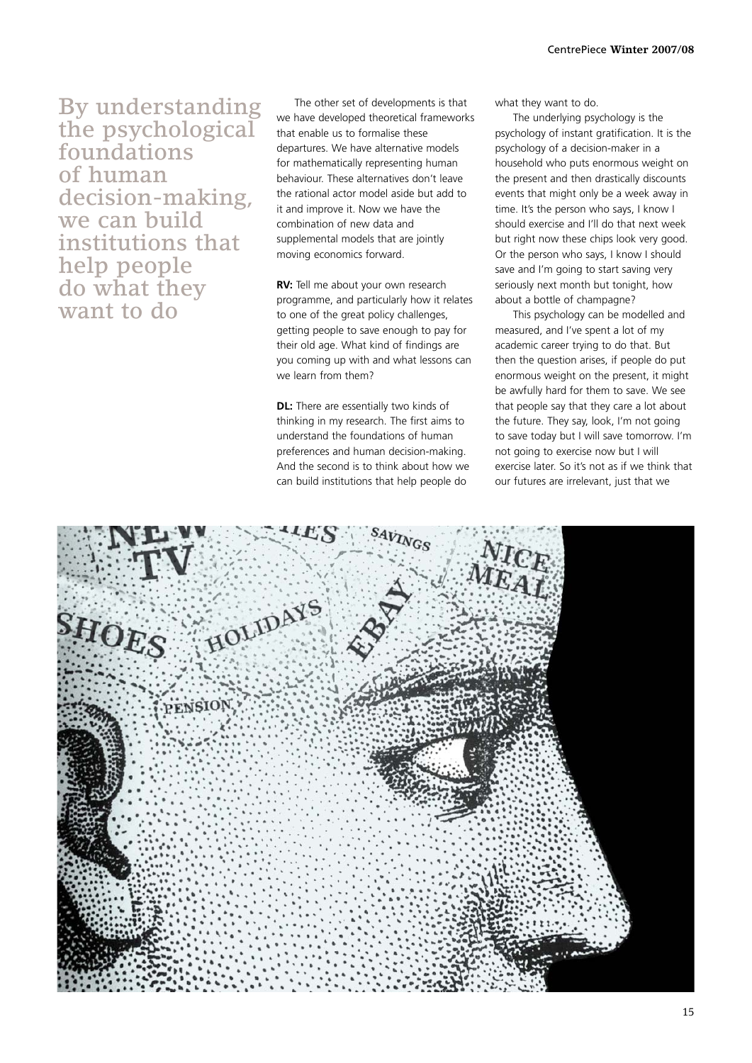> By understanding the psychological foundations of human decision-making, we can build institutions that help people do what they want to do

The other set of developments is that we have developed theoretical frameworks that enable us to formalise these departures. We have alternative models for mathematically representing human behaviour. These alternatives don't leave the rational actor model aside but add to it and improve it. Now we have the combination of new data and supplemental models that are jointly moving economics forward.

**RV:** Tell me about your own research programme, and particularly how it relates to one of the great policy challenges, getting people to save enough to pay for their old age. What kind of findings are you coming up with and what lessons can we learn from them?

**DL:** There are essentially two kinds of thinking in my research. The first aims to understand the foundations of human preferences and human decision-making. And the second is to think about how we can build institutions that help people do what they want to do.

The underlying psychology is the psychology of instant gratification. It is the psychology of a decision-maker in a household who puts enormous weight on the present and then drastically discounts events that might only be a week away in time. It's the person who says, I know I should exercise and I'll do that next week but right now these chips look very good. Or the person who says, I know I should save and I'm going to start saving very seriously next month but tonight, how about a bottle of champagne?

This psychology can be modelled and measured, and I've spent a lot of my academic career trying to do that. But then the question arises, if people do put enormous weight on the present, it might be awfully hard for them to save. We see that people say that they care a lot about the future. They say, look, I'm not going to save today but I will save tomorrow. I'm not going to exercise now but I will exercise later. So it's not as if we think that our futures are irrelevant, just that we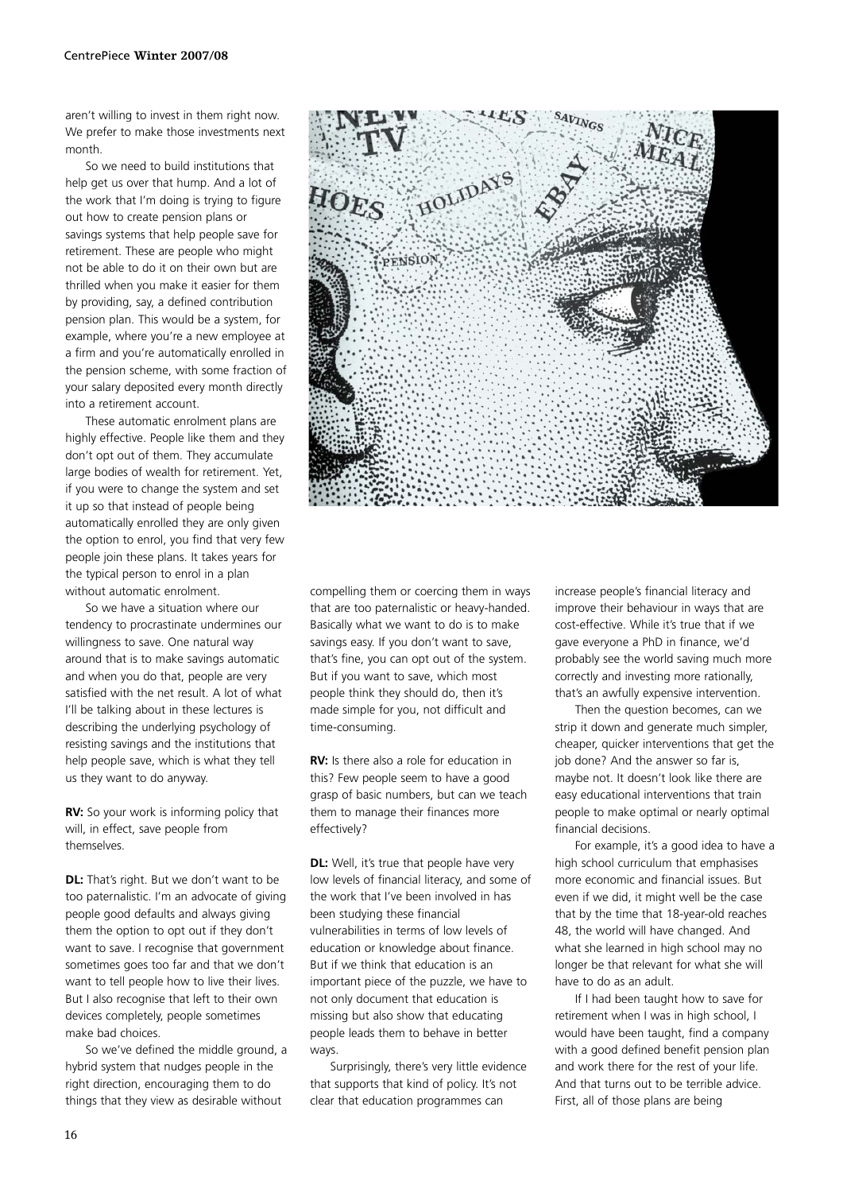aren't willing to invest in them right now. We prefer to make those investments next month.

So we need to build institutions that help get us over that hump. And a lot of the work that I'm doing is trying to figure out how to create pension plans or savings systems that help people save for retirement. These are people who might not be able to do it on their own but are thrilled when you make it easier for them by providing, say, a defined contribution pension plan. This would be a system, for example, where you're a new employee at a firm and you're automatically enrolled in the pension scheme, with some fraction of your salary deposited every month directly into a retirement account.

These automatic enrolment plans are highly effective. People like them and they don't opt out of them. They accumulate large bodies of wealth for retirement. Yet, if you were to change the system and set it up so that instead of people being automatically enrolled they are only given the option to enrol, you find that very few people join these plans. It takes years for the typical person to enrol in a plan without automatic enrolment.

So we have a situation where our tendency to procrastinate undermines our willingness to save. One natural way around that is to make savings automatic and when you do that, people are very satisfied with the net result. A lot of what I'll be talking about in these lectures is describing the underlying psychology of resisting savings and the institutions that help people save, which is what they tell us they want to do anyway.

**RV:** So your work is informing policy that will, in effect, save people from themselves.

**DL:** That's right. But we don't want to be too paternalistic. I'm an advocate of giving people good defaults and always giving them the option to opt out if they don't want to save. I recognise that government sometimes goes too far and that we don't want to tell people how to live their lives. But I also recognise that left to their own devices completely, people sometimes make bad choices.

So we've defined the middle ground, a hybrid system that nudges people in the right direction, encouraging them to do things that they view as desirable without compelling them or coercing them in ways that are too paternalistic or heavy-handed. Basically what we want to do is to make savings easy. If you don't want to save, that's fine, you can opt out of the system. But if you want to save, which most people think they should do, then it's made simple for you, not difficult and time-consuming.

**RV:** Is there also a role for education in this? Few people seem to have a good grasp of basic numbers, but can we teach them to manage their finances more effectively?

**DL:** Well, it's true that people have very low levels of financial literacy, and some of the work that I've been involved in has been studying these financial vulnerabilities in terms of low levels of education or knowledge about finance. But if we think that education is an important piece of the puzzle, we have to not only document that education is missing but also show that educating people leads them to behave in better ways.

Surprisingly, there's very little evidence that supports that kind of policy. It's not clear that education programmes can increase people's financial literacy and improve their behaviour in ways that are cost-effective. While it's true that if we gave everyone a PhD in finance, we'd probably see the world saving much more correctly and investing more rationally, that's an awfully expensive intervention.

Then the question becomes, can we strip it down and generate much simpler, cheaper, quicker interventions that get the job done? And the answer so far is, maybe not. It doesn't look like there are easy educational interventions that train people to make optimal or nearly optimal financial decisions.

For example, it's a good idea to have a high school curriculum that emphasises more economic and financial issues. But even if we did, it might well be the case that by the time that 18-year-old reaches 48, the world will have changed. And what she learned in high school may no longer be that relevant for what she will have to do as an adult.

If I had been taught how to save for retirement when I was in high school, I would have been taught, find a company with a good defined benefit pension plan and work there for the rest of your life. And that turns out to be terrible advice. First, all of those plans are being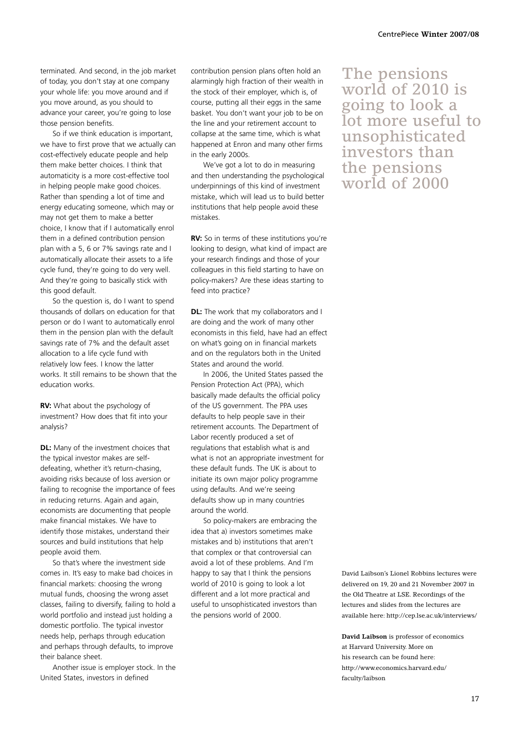terminated. And second, in the job market of today, you don't stay at one company your whole life: you move around and if you move around, as you should to advance your career, you're going to lose those pension benefits.

So if we think education is important, we have to first prove that we actually can cost-effectively educate people and help them make better choices. I think that automaticity is a more cost-effective tool in helping people make good choices. Rather than spending a lot of time and energy educating someone, which may or may not get them to make a better choice, I know that if I automatically enrol them in a defined contribution pension plan with a 5, 6 or 7% savings rate and I automatically allocate their assets to a life cycle fund, they're going to do very well. And they're going to basically stick with this good default.

So the question is, do I want to spend thousands of dollars on education for that person or do I want to automatically enrol them in the pension plan with the default savings rate of 7% and the default asset allocation to a life cycle fund with relatively low fees. I know the latter works. It still remains to be shown that the education works.

**RV:** What about the psychology of investment? How does that fit into your analysis?

**DL:** Many of the investment choices that the typical investor makes are self-defeating, whether it's return-chasing, avoiding risks because of loss aversion or failing to recognise the importance of fees in reducing returns. Again and again, economists are documenting that people make financial mistakes. We have to identify those mistakes, understand their sources and build institutions that help people avoid them.

So that's where the investment side comes in. It's easy to make bad choices in financial markets: choosing the wrong mutual funds, choosing the wrong asset classes, failing to diversify, failing to hold a world portfolio and instead just holding a domestic portfolio. The typical investor needs help, perhaps through education and perhaps through defaults, to improve their balance sheet.

Another issue is employer stock. In the United States, investors in defined contribution pension plans often hold an alarmingly high fraction of their wealth in the stock of their employer, which is, of course, putting all their eggs in the same basket. You don't want your job to be on the line and your retirement account to collapse at the same time, which is what happened at Enron and many other firms in the early 2000s.

We've got a lot to do in measuring and then understanding the psychological underpinnings of this kind of investment mistake, which will lead us to build better institutions that help people avoid these mistakes.

**RV:** So in terms of these institutions you're looking to design, what kind of impact are your research findings and those of your colleagues in this field starting to have on policy-makers? Are these ideas starting to feed into practice?

**DL:** The work that my collaborators and I are doing and the work of many other economists in this field, have had an effect on what's going on in financial markets and on the regulators both in the United States and around the world.

In 2006, the United States passed the Pension Protection Act (PPA), which basically made defaults the official policy of the US government. The PPA uses defaults to help people save in their retirement accounts. The Department of Labor recently produced a set of regulations that establish what is and what is not an appropriate investment for these default funds. The UK is about to initiate its own major policy programme using defaults. And we're seeing defaults show up in many countries around the world.

So policy-makers are embracing the idea that a) investors sometimes make mistakes and b) institutions that aren't that complex or that controversial can avoid a lot of these problems. And I'm happy to say that I think the pensions world of 2010 is going to look a lot different and a lot more practical and useful to unsophisticated investors than the pensions world of 2000.

## The pensions world of 2010 is going to look a lot more useful to unsophisticated investors than the pensions world of 2000

David Laibson's Lionel Robbins lectures were delivered on 19, 20 and 21 November 2007 in the Old Theatre at LSE. Recordings of the lectures and slides from the lectures are available here: http://cep.lse.ac.uk/interviews/

**David Laibson** is professor of economics at Harvard University. More on his research can be found here: http://www.economics.harvard.edu/faculty/laibson